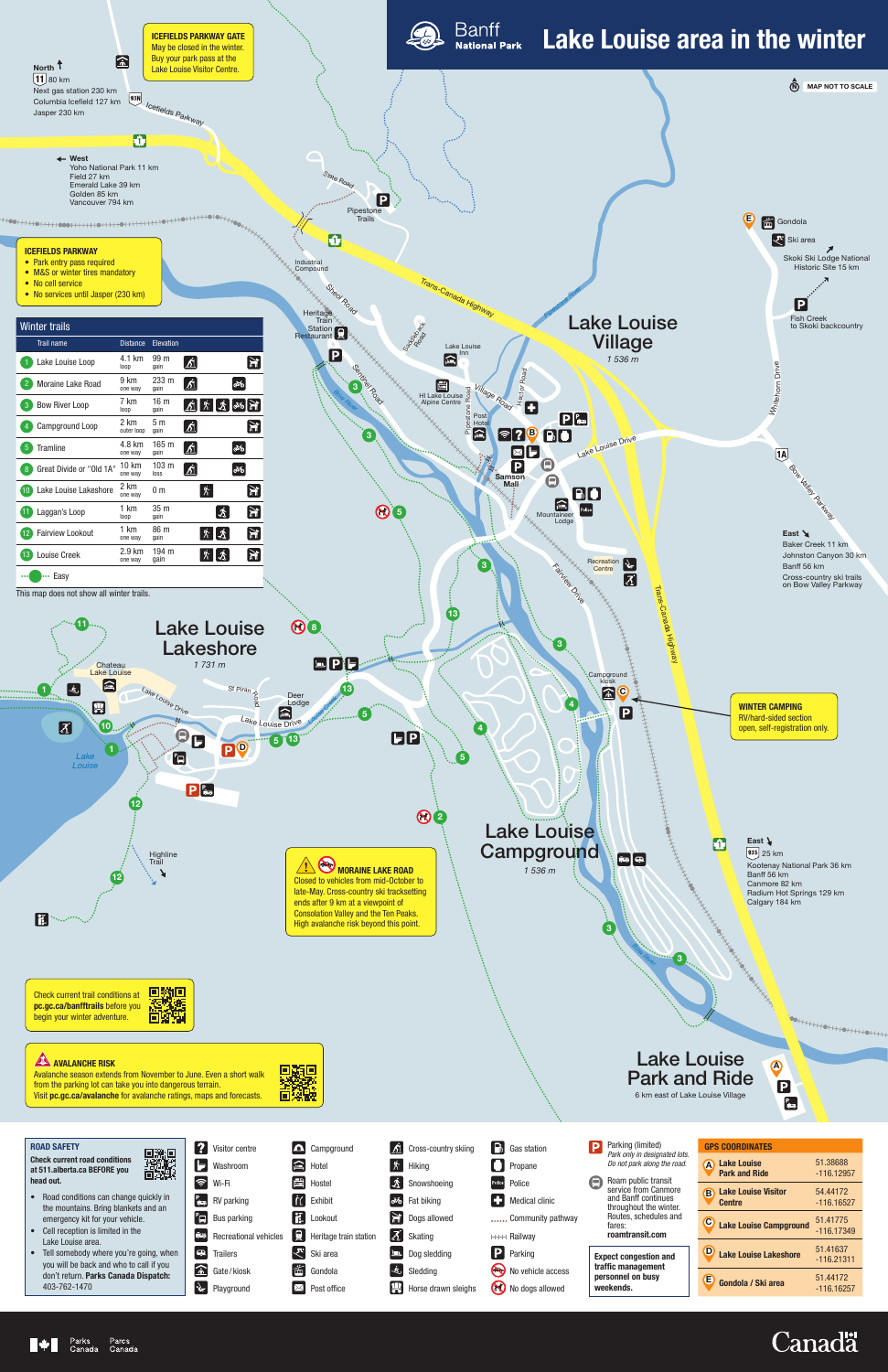# Banff National Park — Lake Louise area in the winter

MAP NOT TO SCALE

**ICEFIELDS PARKWAY GATE**
May be closed in the winter. Buy your park pass at the Lake Louise Visitor Centre.

North 11 80 km
Next gas station 230 km
Columbia Icefield 127 km
Jasper 230 km

West
Yoho National Park 11 km
Field 27 km
Emerald Lake 39 km
Golden 85 km
Vancouver 794 km

**ICEFIELDS PARKWAY**
- Park entry pass required
- M&S or winter tires mandatory
- No cell service
- No services until Jasper (230 km)

## Winter trails

| | Trail name | Distance | Elevation |
|---|---|---|---|
| 1 | Lake Louise Loop | 4.1 km loop | 99 m gain |
| 2 | Moraine Lake Road | 9 km one way | 233 m gain |
| 3 | Bow River Loop | 7 km loop | 16 m gain |
| 4 | Campground Loop | 2 km outer loop | 5 m gain |
| 5 | Tramline | 4.8 km one way | 165 m gain |
| 8 | Great Divide or "Old 1A" | 10 km one way | 103 m loss |
| 10 | Lake Louise Lakeshore | 2 km one way | 0 m |
| 11 | Laggan's Loop | 1 km loop | 35 m gain |
| 12 | Fairview Lookout | 1 km one way | 86 m gain |
| 13 | Louise Creek | 2.9 km one way | 194 m gain |

Easy

This map does not show all winter trails.

Lake Louise Village — 1 536 m

Lake Louise Lakeshore — 1 731 m

Lake Louise Campground — 1 536 m

Lake Louise Park and Ride — 6 km east of Lake Louise Village

Gondola — Ski area — Skoki Ski Lodge National Historic Site 15 km

Fish Creek to Skoki backcountry

East
Baker Creek 11 km
Johnston Canyon 30 km
Banff 56 km
Cross-country ski trails on Bow Valley Parkway

East 93 25 km
Kootenay National Park 36 km
Banff 56 km
Canmore 82 km
Radium Hot Springs 129 km
Calgary 184 km

**WINTER CAMPING**
RV/hard-sided section open, self-registration only.

**MORAINE LAKE ROAD**
Closed to vehicles from mid-October to late-May. Cross-country ski tracksetting ends after 9 km at a viewpoint of Consolation Valley and the Ten Peaks. High avalanche risk beyond this point.

Check current trail conditions at **pc.gc.ca/banfftrails** before you begin your winter adventure.

**AVALANCHE RISK**
Avalanche season extends from November to June. Even a short walk from the parking lot can take you into dangerous terrain.
Visit **pc.gc.ca/avalanche** for avalanche ratings, maps and forecasts.

**ROAD SAFETY**
**Check current road conditions at 511.alberta.ca BEFORE you head out.**
- Road conditions can change quickly in the mountains. Bring blankets and an emergency kit for your vehicle.
- Cell reception is limited in the Lake Louise area.
- Tell somebody where you're going, when you will be back and who to call if you don't return. **Parks Canada Dispatch:** 403-762-1470

Visitor centre · Washroom · Wi-Fi · RV parking · Bus parking · Recreational vehicles · Trailers · Gate/kiosk · Playground · Campground · Hotel · Hostel · Exhibit · Lookout · Heritage train station · Ski area · Gondola · Post office · Cross-country skiing · Hiking · Snowshoeing · Fat biking · Skating · Dogs allowed · Dog sledding · Sledding · Horse drawn sleighs · Gas station · Propane · Police · Medical clinic · Community pathway · Railway · Parking · No vehicle access · No dogs allowed

Parking (limited) — *Park only in designated lots. Do not park along the road.*

Roam public transit service from Canmore and Banff continues throughout the winter. Routes, schedules and fares: **roamtransit.com**

**Expect congestion and traffic management personnel on busy weekends.**

## GPS COORDINATES

| | Location | Coordinates |
|---|---|---|
| A | Lake Louise Park and Ride | 51.38688, -116.12957 |
| B | Lake Louise Visitor Centre | 54.44172, -116.16527 |
| C | Lake Louise Campground | 51.41775, -116.17349 |
| D | Lake Louise Lakeshore | 51.41637, -116.21311 |
| E | Gondola / Ski area | 51.44172, -116.16257 |

Parks Canada / Parcs Canada — Canada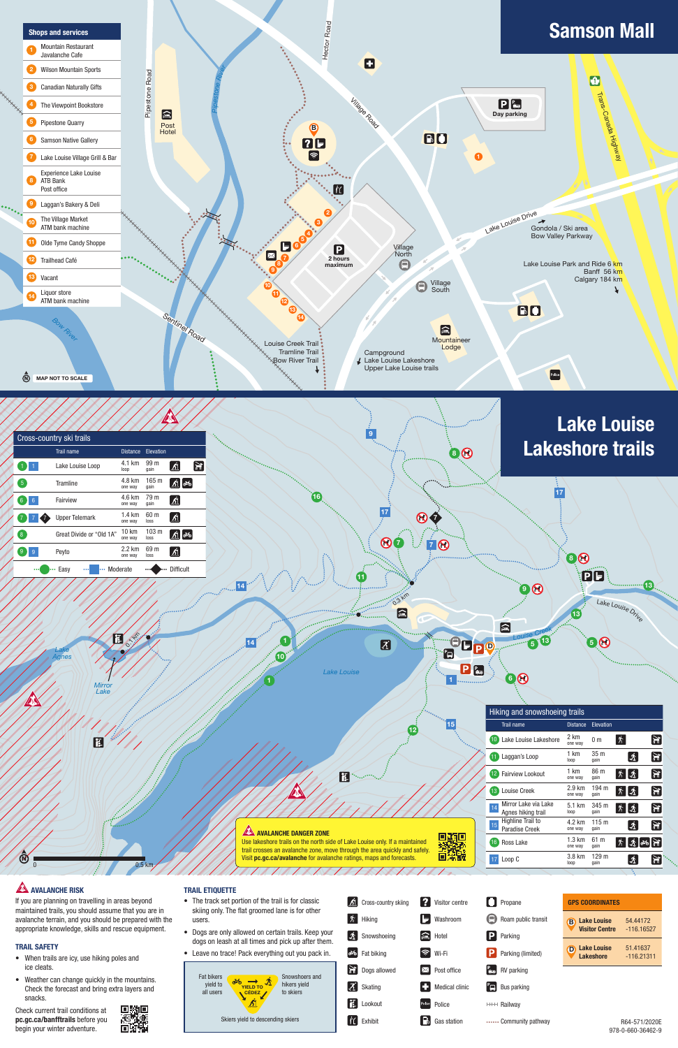# Samson Mall

## Shops and services

1. Mountain Restaurant Javalanche Cafe
2. Wilson Mountain Sports
3. Canadian Naturally Gifts
4. The Viewpoint Bookstore
5. Pipestone Quarry
6. Samson Native Gallery
7. Lake Louise Village Grill & Bar
8. Experience Lake Louise ATB Bank Post office
9. Laggan's Bakery & Deli
10. The Village Market ATM bank machine
11. Olde Tyme Candy Shoppe
12. Trailhead Café
13. Vacant
14. Liquor store ATM bank machine

Day parking

2 hours maximum

Village North

Village South

Post Hotel

Mountaineer Lodge

Hector Road

Village Road

Pipestone Road

Pipestone River

Sentinel Road

Bow River

Lake Louise Drive

Trans-Canada Highway

Gondola / Ski area
Bow Valley Parkway

Lake Louise Park and Ride 6 km
Banff 56 km
Calgary 184 km

Louise Creek Trail
Tramline Trail
Bow River Trail

Campground
Lake Louise Lakeshore
Upper Lake Louise trails

MAP NOT TO SCALE

# Lake Louise Lakeshore trails

## Cross-country ski trails

| | Trail name | Distance | Elevation |
|---|---|---|---|
| 1 | Lake Louise Loop | 4.1 km loop | 99 m gain |
| 5 | Tramline | 4.8 km one way | 165 m gain |
| 6 | Fairview | 4.6 km one way | 79 m gain |
| 7 | Upper Telemark | 1.4 km one way | 60 m loss |
| 8 | Great Divide or "Old 1A" | 10 km one way | 103 m loss |
| 9 | Peyto | 2.2 km one way | 69 m gain |

Easy · Moderate · Difficult

## Hiking and snowshoeing trails

| | Trail name | Distance | Elevation |
|---|---|---|---|
| 10 | Lake Louise Lakeshore | 2 km one way | 0 m |
| 11 | Laggan's Loop | 1 km loop | 35 m gain |
| 12 | Fairview Lookout | 1 km one way | 86 m gain |
| 13 | Louise Creek | 2.9 km one way | 194 m gain |
| 14 | Mirror Lake via Lake Agnes hiking trail | 5.1 km loop | 345 m gain |
| 15 | Highline Trail to Paradise Creek | 4.2 km one way | 115 m gain |
| 16 | Ross Lake | 1.3 km one way | 61 m gain |
| 17 | Loop C | 3.8 km loop | 129 m gain |

Lake Louise

Lake Agnes

Mirror Lake

Louise Creek

Lake Louise Drive

0.3 km

0.1 km

0 — 0.5 km

### AVALANCHE DANGER ZONE

Use lakeshore trails on the north side of Lake Louise only. If a maintained trail crosses an avalanche zone, move through the area quickly and safely. Visit **pc.gc.ca/avalanche** for avalanche ratings, maps and trail forecasts.

## AVALANCHE RISK

If you are planning on travelling in areas beyond maintained trails, you should assume that you are in avalanche terrain, and you should be prepared with the appropriate knowledge, skills and rescue equipment.

## TRAIL SAFETY

- When trails are icy, use hiking poles and ice cleats.
- Weather can change quickly in the mountains. Check the forecast and bring extra layers and snacks.

Check current trail conditions at **pc.gc.ca/banfftrails** before you begin your winter adventure.

## TRAIL ETIQUETTE

- The track set portion of the trail is for classic skiing only. The flat groomed lane is for other users.
- Dogs are only allowed on certain trails. Keep your dogs on leash at all times and pick up after them.
- Leave no trace! Pack everything out you pack in.

Fat bikers yield to all users — YIELD TO CÉDEZ — Snowshoers and hikers yield to skiers

Skiers yield to descending skiers

## Legend

Cross-country skiing · Hiking · Snowshoeing · Fat biking · Dogs allowed · Skating · Lookout · Exhibit · Visitor centre · Washroom · Hotel · Wi-Fi · Post office · Medical clinic · Police · Gas station · Propane · Roam public transit · Parking · Parking (limited) · RV parking · Bus parking · Railway · Community pathway

## GPS COORDINATES

| | | |
|---|---|---|
| B | Lake Louise Visitor Centre | 51.44172 -116.16527 |
| D | Lake Louise Lakeshore | 51.41637 -116.21311 |

R64-571/2020E
978-0-660-36462-9